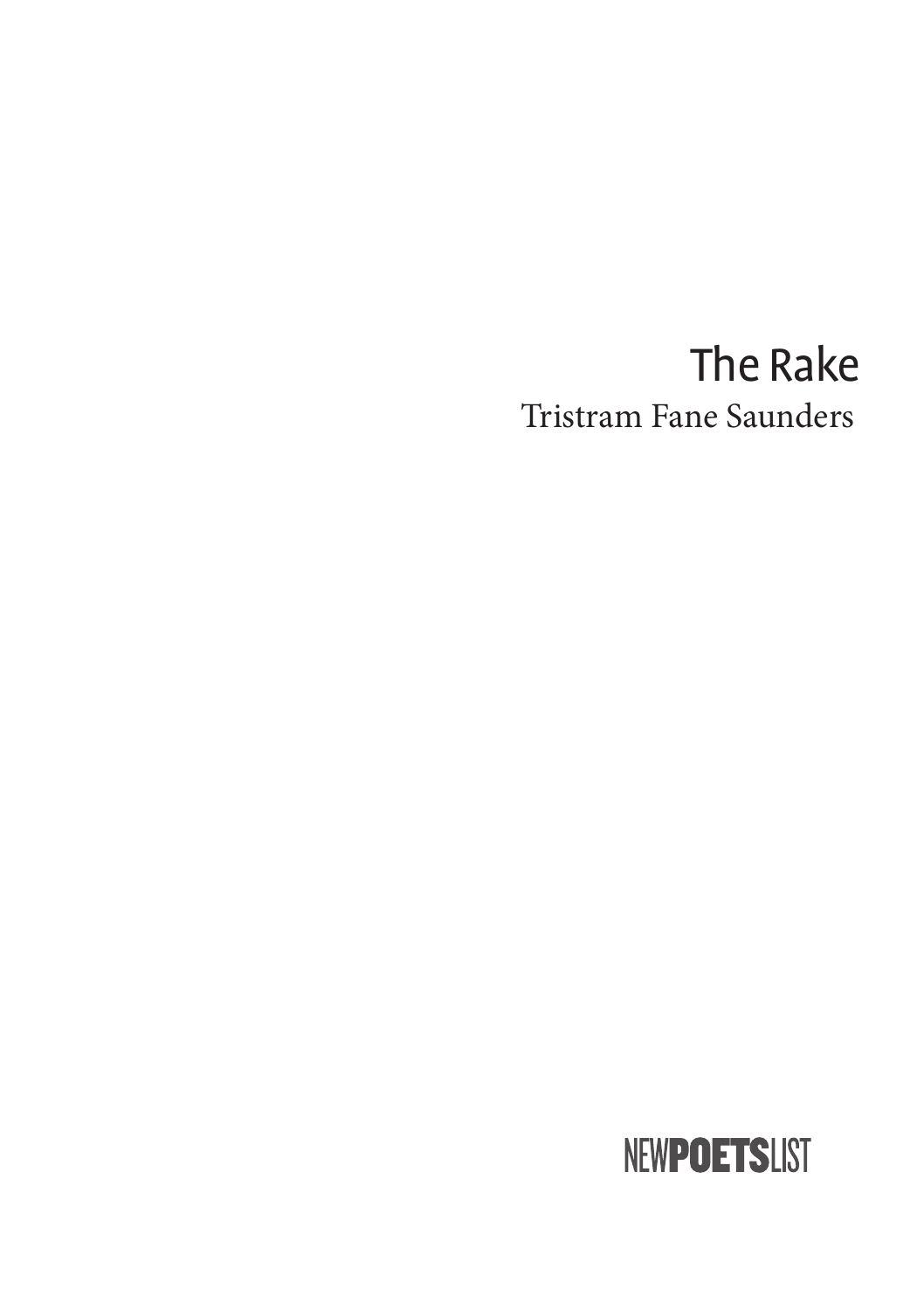# The Rake

Tristram Fane Saunders

NEW**POETS**LIST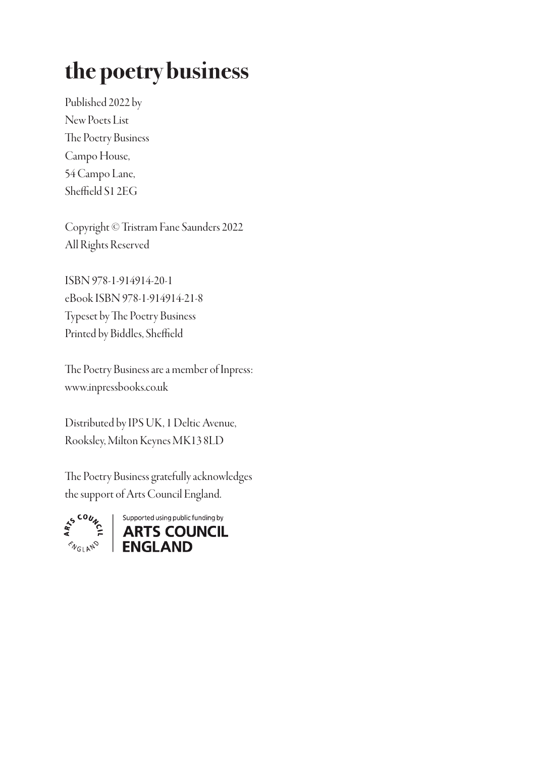# the poetry business

Published 2022 by
New Poets List
The Poetry Business
Campo House,
54 Campo Lane,
Sheffield S1 2EG

Copyright © Tristram Fane Saunders 2022
All Rights Reserved

ISBN 978-1-914914-20-1
eBook ISBN 978-1-914914-21-8
Typeset by The Poetry Business
Printed by Biddles, Sheffield

The Poetry Business are a member of Inpress:
www.inpressbooks.co.uk

Distributed by IPS UK, 1 Deltic Avenue,
Rooksley, Milton Keynes MK13 8LD

The Poetry Business gratefully acknowledges
the support of Arts Council England.

Supported using public funding by
ARTS COUNCIL
ENGLAND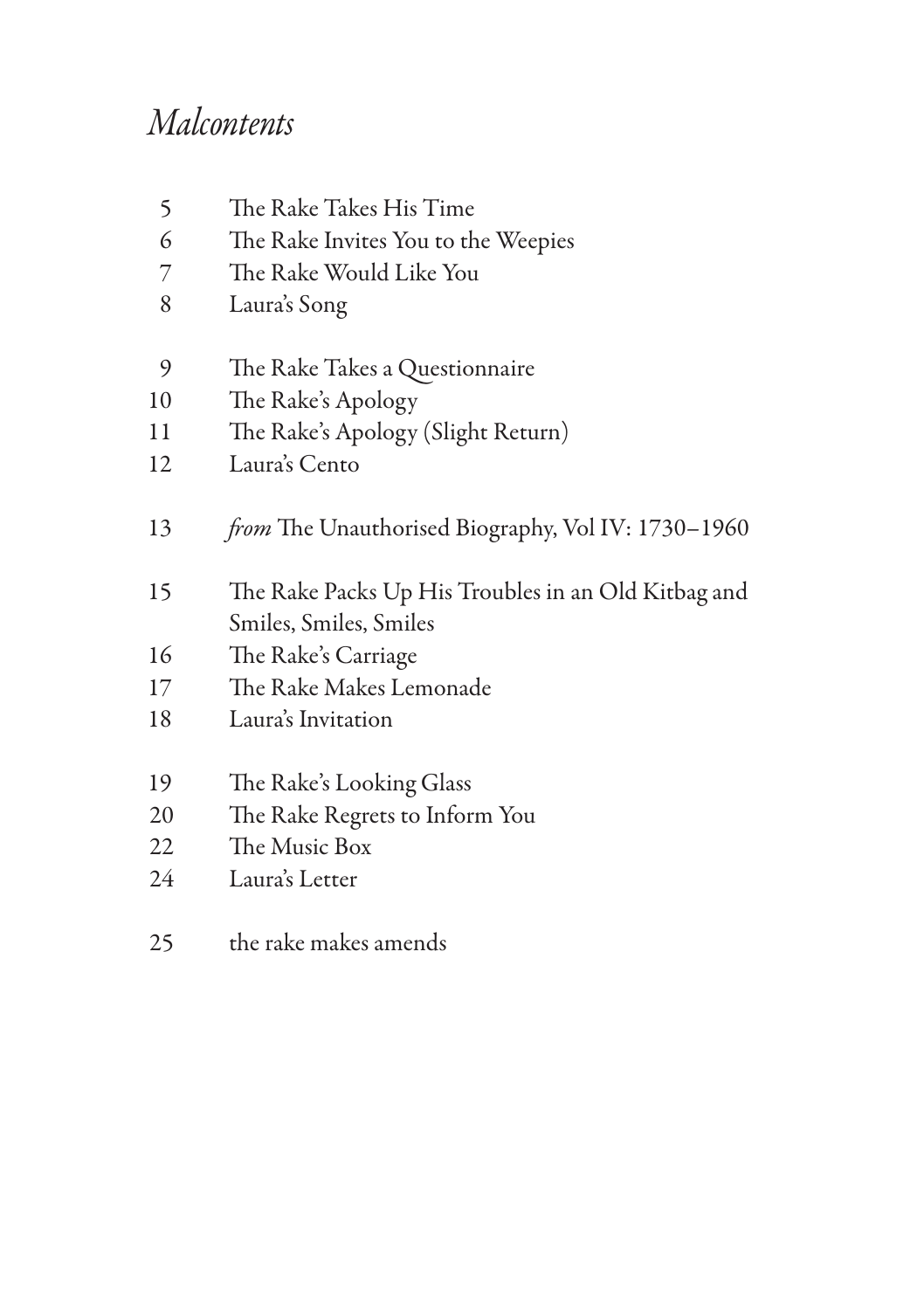# *Malcontents*

| | |
|---|---|
| 5 | The Rake Takes His Time |
| 6 | The Rake Invites You to the Weepies |
| 7 | The Rake Would Like You |
| 8 | Laura's Song |
| | |
| 9 | The Rake Takes a Questionnaire |
| 10 | The Rake's Apology |
| 11 | The Rake's Apology (Slight Return) |
| 12 | Laura's Cento |
| | |
| 13 | *from* The Unauthorised Biography, Vol IV: 1730–1960 |
| | |
| 15 | The Rake Packs Up His Troubles in an Old Kitbag and Smiles, Smiles, Smiles |
| 16 | The Rake's Carriage |
| 17 | The Rake Makes Lemonade |
| 18 | Laura's Invitation |
| | |
| 19 | The Rake's Looking Glass |
| 20 | The Rake Regrets to Inform You |
| 22 | The Music Box |
| 24 | Laura's Letter |
| | |
| 25 | the rake makes amends |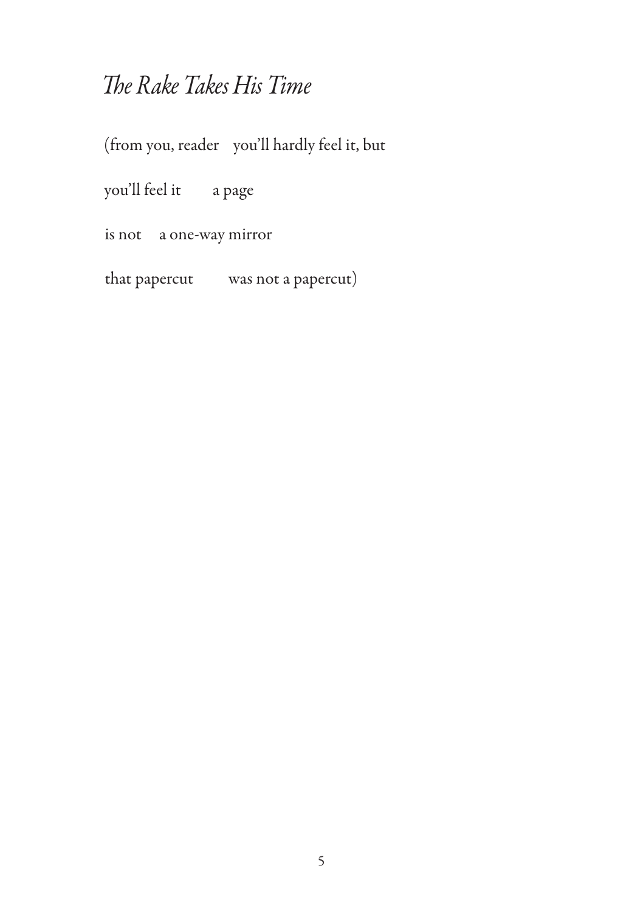# *The Rake Takes His Time*

(from you, reader    you'll hardly feel it, but

you'll feel it        a page

is not    a one-way mirror

that papercut        was not a papercut)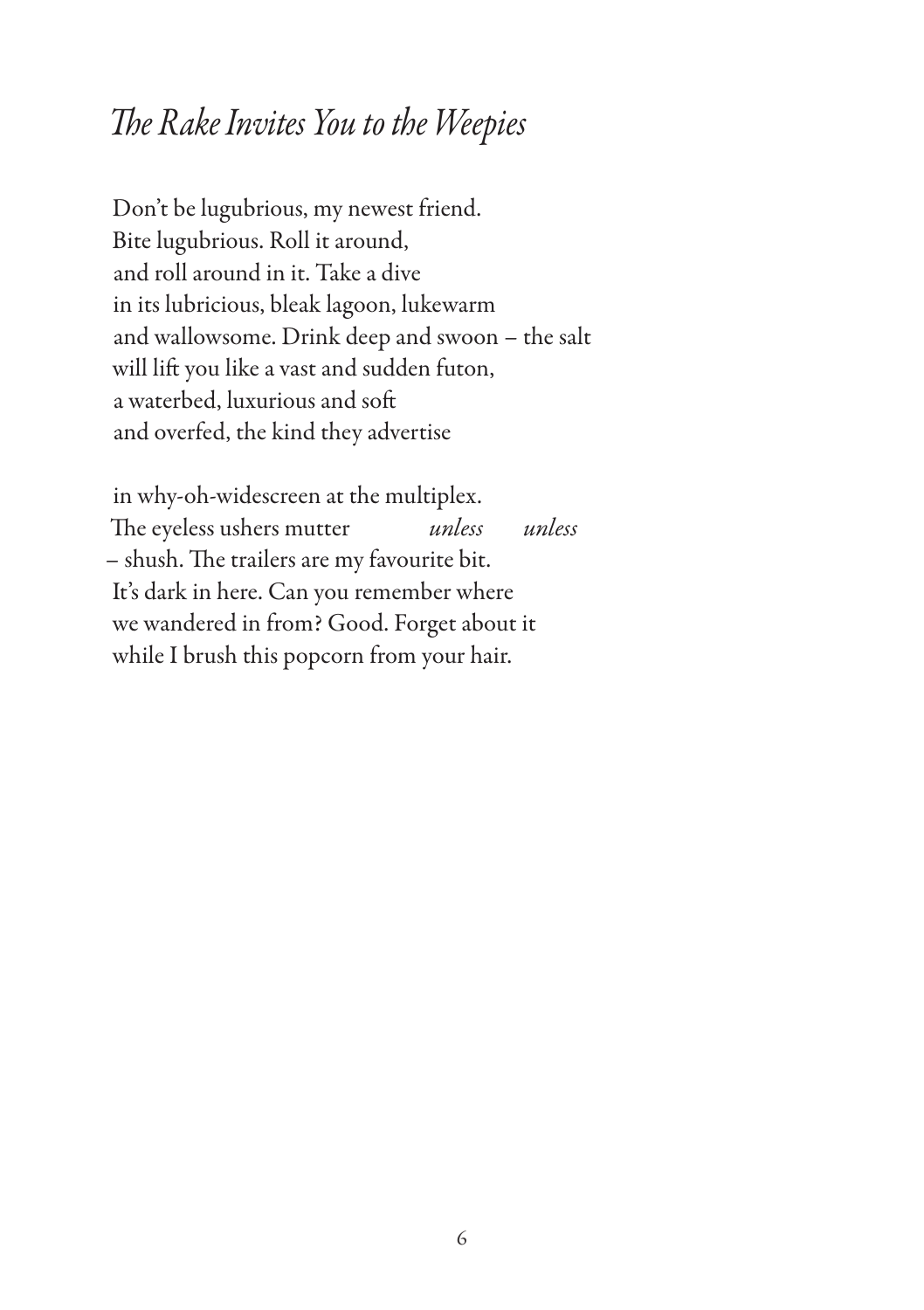# *The Rake Invites You to the Weepies*

Don't be lugubrious, my newest friend.  
Bite lugubrious. Roll it around,  
and roll around in it. Take a dive  
in its lubricious, bleak lagoon, lukewarm  
and wallowsome. Drink deep and swoon – the salt  
will lift you like a vast and sudden futon,  
a waterbed, luxurious and soft  
and overfed, the kind they advertise

in why-oh-widescreen at the multiplex.  
The eyeless ushers mutter *unless* *unless*  
– shush. The trailers are my favourite bit.  
It's dark in here. Can you remember where  
we wandered in from? Good. Forget about it  
while I brush this popcorn from your hair.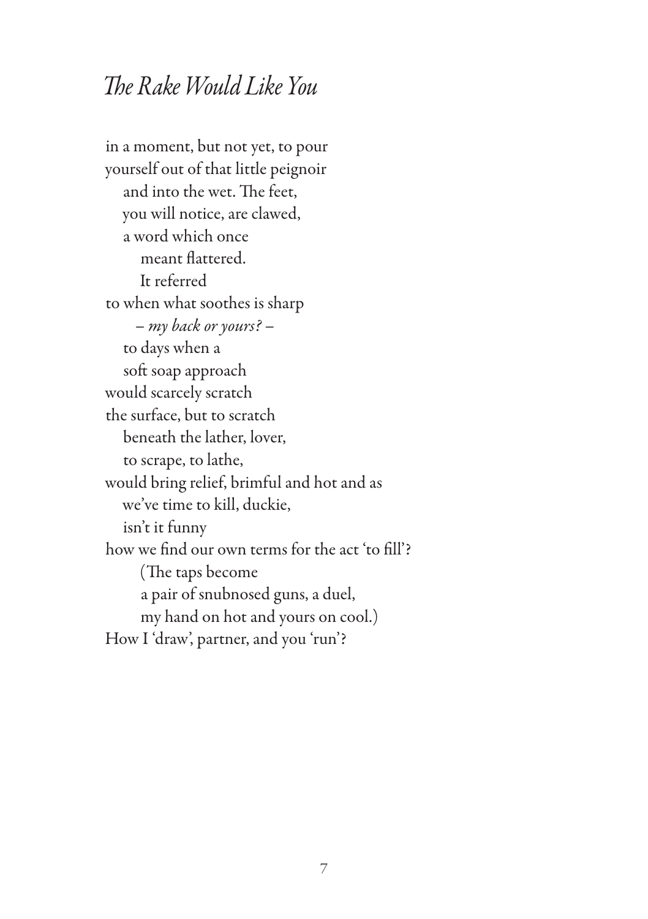# *The Rake Would Like You*

in a moment, but not yet, to pour  
yourself out of that little peignoir  
   and into the wet. The feet,  
   you will notice, are clawed,  
   a word which once  
      meant flattered.  
      It referred  
to when what soothes is sharp  
      – *my back or yours?* –  
   to days when a  
   soft soap approach  
would scarcely scratch  
the surface, but to scratch  
   beneath the lather, lover,  
   to scrape, to lathe,  
would bring relief, brimful and hot and as  
   we've time to kill, duckie,  
   isn't it funny  
how we find our own terms for the act 'to fill'?  
      (The taps become  
      a pair of snubnosed guns, a duel,  
      my hand on hot and yours on cool.)  
How I 'draw', partner, and you 'run'?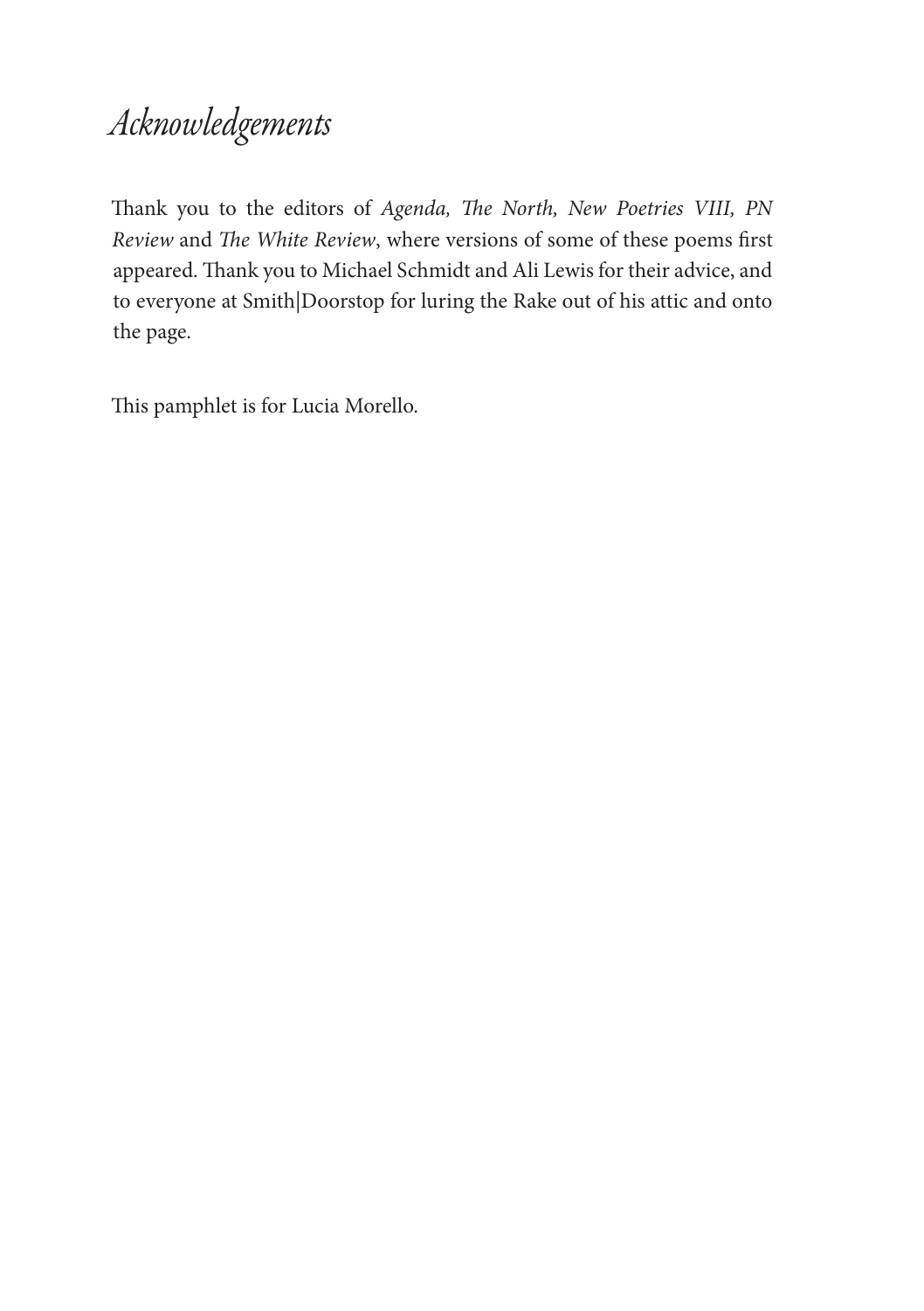# *Acknowledgements*

Thank you to the editors of *Agenda, The North, New Poetries VIII, PN Review* and *The White Review*, where versions of some of these poems first appeared. Thank you to Michael Schmidt and Ali Lewis for their advice, and to everyone at Smith|Doorstop for luring the Rake out of his attic and onto the page.

This pamphlet is for Lucia Morello.